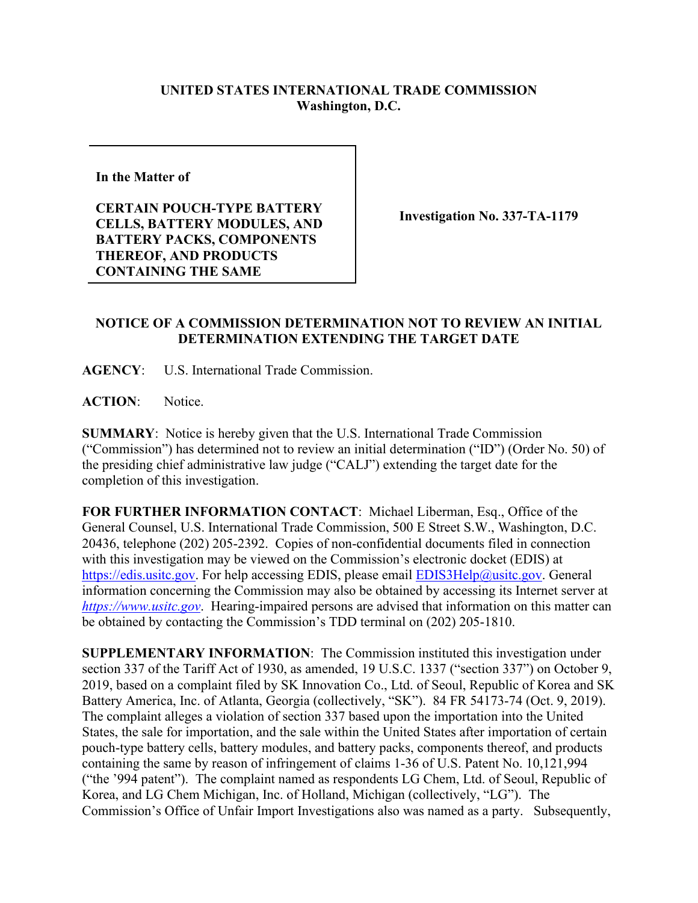**UNITED STATES INTERNATIONAL TRADE COMMISSION**
**Washington, D.C.**

| **In the Matter of** **CERTAIN POUCH-TYPE BATTERY CELLS, BATTERY MODULES, AND BATTERY PACKS, COMPONENTS THEREOF, AND PRODUCTS CONTAINING THE SAME** | **Investigation No. 337-TA-1179** |
| --- | --- |

**NOTICE OF A COMMISSION DETERMINATION NOT TO REVIEW AN INITIAL DETERMINATION EXTENDING THE TARGET DATE**

**AGENCY**: U.S. International Trade Commission.

**ACTION**: Notice.

**SUMMARY**: Notice is hereby given that the U.S. International Trade Commission ("Commission") has determined not to review an initial determination ("ID") (Order No. 50) of the presiding chief administrative law judge ("CALJ") extending the target date for the completion of this investigation.

**FOR FURTHER INFORMATION CONTACT**: Michael Liberman, Esq., Office of the General Counsel, U.S. International Trade Commission, 500 E Street S.W., Washington, D.C. 20436, telephone (202) 205-2392. Copies of non-confidential documents filed in connection with this investigation may be viewed on the Commission's electronic docket (EDIS) at https://edis.usitc.gov. For help accessing EDIS, please email EDIS3Help@usitc.gov. General information concerning the Commission may also be obtained by accessing its Internet server at *https://www.usitc.gov*. Hearing-impaired persons are advised that information on this matter can be obtained by contacting the Commission's TDD terminal on (202) 205-1810.

**SUPPLEMENTARY INFORMATION**: The Commission instituted this investigation under section 337 of the Tariff Act of 1930, as amended, 19 U.S.C. 1337 ("section 337") on October 9, 2019, based on a complaint filed by SK Innovation Co., Ltd. of Seoul, Republic of Korea and SK Battery America, Inc. of Atlanta, Georgia (collectively, "SK"). 84 FR 54173-74 (Oct. 9, 2019). The complaint alleges a violation of section 337 based upon the importation into the United States, the sale for importation, and the sale within the United States after importation of certain pouch-type battery cells, battery modules, and battery packs, components thereof, and products containing the same by reason of infringement of claims 1-36 of U.S. Patent No. 10,121,994 ("the '994 patent"). The complaint named as respondents LG Chem, Ltd. of Seoul, Republic of Korea, and LG Chem Michigan, Inc. of Holland, Michigan (collectively, "LG"). The Commission's Office of Unfair Import Investigations also was named as a party. Subsequently,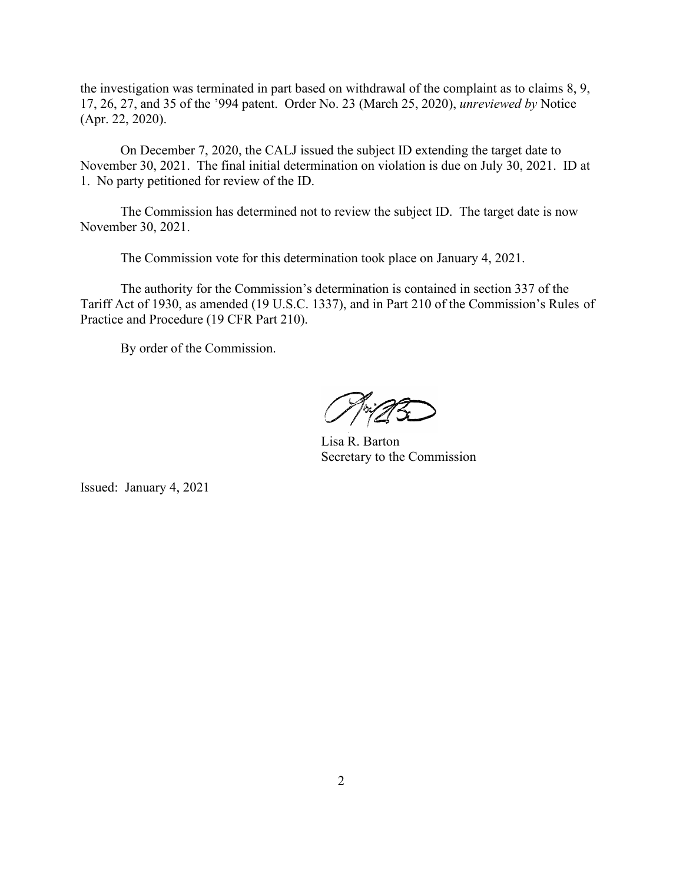the investigation was terminated in part based on withdrawal of the complaint as to claims 8, 9, 17, 26, 27, and 35 of the '994 patent. Order No. 23 (March 25, 2020), *unreviewed by* Notice (Apr. 22, 2020).

On December 7, 2020, the CALJ issued the subject ID extending the target date to November 30, 2021. The final initial determination on violation is due on July 30, 2021. ID at 1. No party petitioned for review of the ID.

The Commission has determined not to review the subject ID. The target date is now November 30, 2021.

The Commission vote for this determination took place on January 4, 2021.

The authority for the Commission's determination is contained in section 337 of the Tariff Act of 1930, as amended (19 U.S.C. 1337), and in Part 210 of the Commission's Rules of Practice and Procedure (19 CFR Part 210).

By order of the Commission.

Lisa R. Barton
Secretary to the Commission

Issued: January 4, 2021